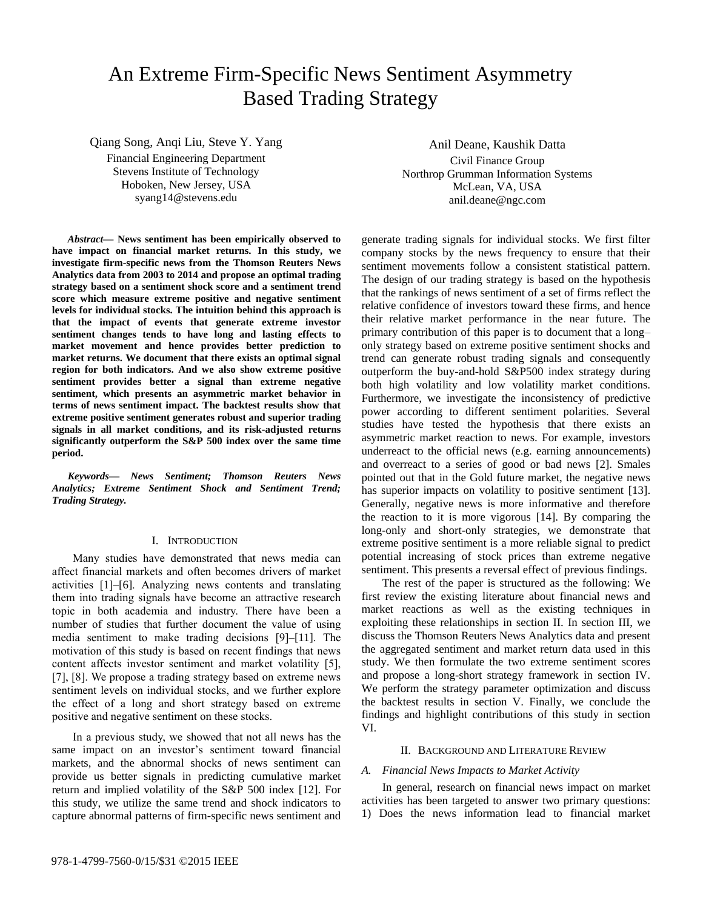# An Extreme Firm-Specific News Sentiment Asymmetry Based Trading Strategy

Qiang Song, Anqi Liu, Steve Y. Yang
Financial Engineering Department
Stevens Institute of Technology
Hoboken, New Jersey, USA
syang14@stevens.edu

Anil Deane, Kaushik Datta
Civil Finance Group
Northrop Grumman Information Systems
McLean, VA, USA
anil.deane@ngc.com

***Abstract*— News sentiment has been empirically observed to have impact on financial market returns. In this study, we investigate firm-specific news from the Thomson Reuters News Analytics data from 2003 to 2014 and propose an optimal trading strategy based on a sentiment shock score and a sentiment trend score which measure extreme positive and negative sentiment levels for individual stocks. The intuition behind this approach is that the impact of events that generate extreme investor sentiment changes tends to have long and lasting effects to market movement and hence provides better prediction to market returns. We document that there exists an optimal signal region for both indicators. And we also show extreme positive sentiment provides better a signal than extreme negative sentiment, which presents an asymmetric market behavior in terms of news sentiment impact. The backtest results show that extreme positive sentiment generates robust and superior trading signals in all market conditions, and its risk-adjusted returns significantly outperform the S&P 500 index over the same time period.**

***Keywords*— *News Sentiment; Thomson Reuters News Analytics; Extreme Sentiment Shock and Sentiment Trend; Trading Strategy.***

## I. INTRODUCTION

Many studies have demonstrated that news media can affect financial markets and often becomes drivers of market activities [1]–[6]. Analyzing news contents and translating them into trading signals have become an attractive research topic in both academia and industry. There have been a number of studies that further document the value of using media sentiment to make trading decisions [9]–[11]. The motivation of this study is based on recent findings that news content affects investor sentiment and market volatility [5], [7], [8]. We propose a trading strategy based on extreme news sentiment levels on individual stocks, and we further explore the effect of a long and short strategy based on extreme positive and negative sentiment on these stocks.

In a previous study, we showed that not all news has the same impact on an investor's sentiment toward financial markets, and the abnormal shocks of news sentiment can provide us better signals in predicting cumulative market return and implied volatility of the S&P 500 index [12]. For this study, we utilize the same trend and shock indicators to capture abnormal patterns of firm-specific news sentiment and generate trading signals for individual stocks. We first filter company stocks by the news frequency to ensure that their sentiment movements follow a consistent statistical pattern. The design of our trading strategy is based on the hypothesis that the rankings of news sentiment of a set of firms reflect the relative confidence of investors toward these firms, and hence their relative market performance in the near future. The primary contribution of this paper is to document that a long–only strategy based on extreme positive sentiment shocks and trend can generate robust trading signals and consequently outperform the buy-and-hold S&P500 index strategy during both high volatility and low volatility market conditions. Furthermore, we investigate the inconsistency of predictive power according to different sentiment polarities. Several studies have tested the hypothesis that there exists an asymmetric market reaction to news. For example, investors underreact to the official news (e.g. earning announcements) and overreact to a series of good or bad news [2]. Smales pointed out that in the Gold future market, the negative news has superior impacts on volatility to positive sentiment [13]. Generally, negative news is more informative and therefore the reaction to it is more vigorous [14]. By comparing the long-only and short-only strategies, we demonstrate that extreme positive sentiment is a more reliable signal to predict potential increasing of stock prices than extreme negative sentiment. This presents a reversal effect of previous findings.

The rest of the paper is structured as the following: We first review the existing literature about financial news and market reactions as well as the existing techniques in exploiting these relationships in section II. In section III, we discuss the Thomson Reuters News Analytics data and present the aggregated sentiment and market return data used in this study. We then formulate the two extreme sentiment scores and propose a long-short strategy framework in section IV. We perform the strategy parameter optimization and discuss the backtest results in section V. Finally, we conclude the findings and highlight contributions of this study in section VI.

## II. BACKGROUND AND LITERATURE REVIEW

### *A. Financial News Impacts to Market Activity*

In general, research on financial news impact on market activities has been targeted to answer two primary questions: 1) Does the news information lead to financial market

978-1-4799-7560-0/15/$31 ©2015 IEEE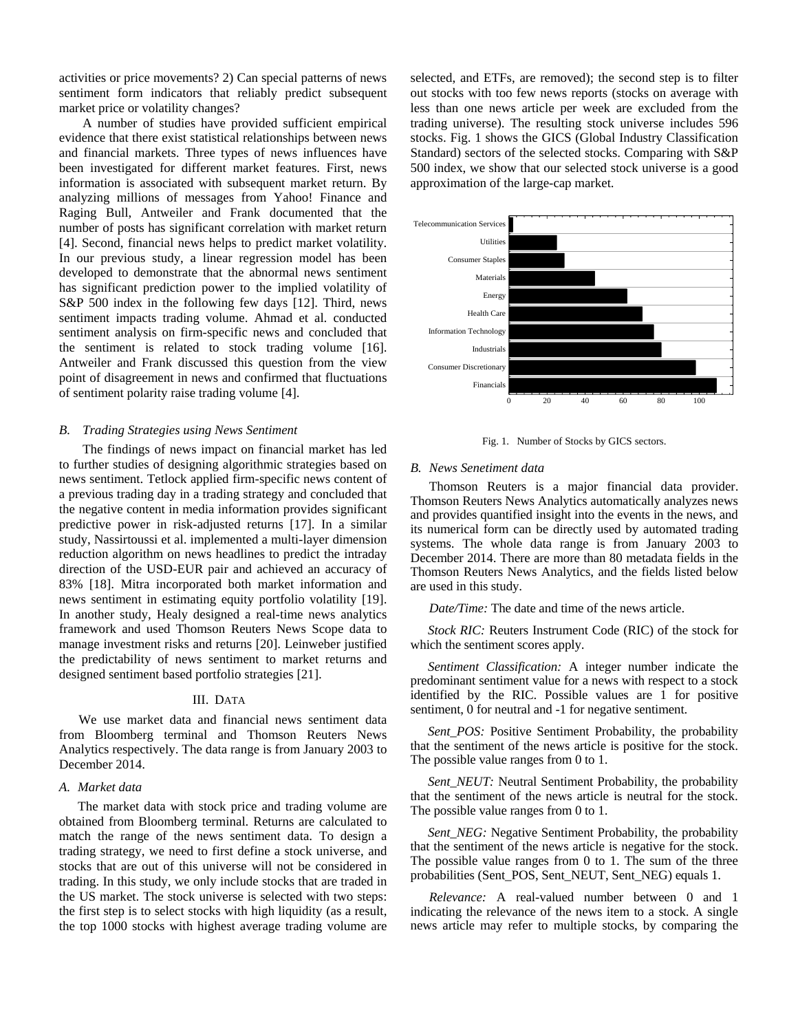activities or price movements? 2) Can special patterns of news sentiment form indicators that reliably predict subsequent market price or volatility changes?

A number of studies have provided sufficient empirical evidence that there exist statistical relationships between news and financial markets. Three types of news influences have been investigated for different market features. First, news information is associated with subsequent market return. By analyzing millions of messages from Yahoo! Finance and Raging Bull, Antweiler and Frank documented that the number of posts has significant correlation with market return [4]. Second, financial news helps to predict market volatility. In our previous study, a linear regression model has been developed to demonstrate that the abnormal news sentiment has significant prediction power to the implied volatility of S&P 500 index in the following few days [12]. Third, news sentiment impacts trading volume. Ahmad et al. conducted sentiment analysis on firm-specific news and concluded that the sentiment is related to stock trading volume [16]. Antweiler and Frank discussed this question from the view point of disagreement in news and confirmed that fluctuations of sentiment polarity raise trading volume [4].

### *B. Trading Strategies using News Sentiment*

The findings of news impact on financial market has led to further studies of designing algorithmic strategies based on news sentiment. Tetlock applied firm-specific news content of a previous trading day in a trading strategy and concluded that the negative content in media information provides significant predictive power in risk-adjusted returns [17]. In a similar study, Nassirtoussi et al. implemented a multi-layer dimension reduction algorithm on news headlines to predict the intraday direction of the USD-EUR pair and achieved an accuracy of 83% [18]. Mitra incorporated both market information and news sentiment in estimating equity portfolio volatility [19]. In another study, Healy designed a real-time news analytics framework and used Thomson Reuters News Scope data to manage investment risks and returns [20]. Leinweber justified the predictability of news sentiment to market returns and designed sentiment based portfolio strategies [21].

## III. Data

We use market data and financial news sentiment data from Bloomberg terminal and Thomson Reuters News Analytics respectively. The data range is from January 2003 to December 2014.

### *A. Market data*

The market data with stock price and trading volume are obtained from Bloomberg terminal. Returns are calculated to match the range of the news sentiment data. To design a trading strategy, we need to first define a stock universe, and stocks that are out of this universe will not be considered in trading. In this study, we only include stocks that are traded in the US market. The stock universe is selected with two steps: the first step is to select stocks with high liquidity (as a result, the top 1000 stocks with highest average trading volume are selected, and ETFs, are removed); the second step is to filter out stocks with too few news reports (stocks on average with less than one news article per week are excluded from the trading universe). The resulting stock universe includes 596 stocks. Fig. 1 shows the GICS (Global Industry Classification Standard) sectors of the selected stocks. Comparing with S&P 500 index, we show that our selected stock universe is a good approximation of the large-cap market.

Fig. 1. Number of Stocks by GICS sectors.

### *B. News Senetiment data*

Thomson Reuters is a major financial data provider. Thomson Reuters News Analytics automatically analyzes news and provides quantified insight into the events in the news, and its numerical form can be directly used by automated trading systems. The whole data range is from January 2003 to December 2014. There are more than 80 metadata fields in the Thomson Reuters News Analytics, and the fields listed below are used in this study.

*Date/Time:* The date and time of the news article.

*Stock RIC:* Reuters Instrument Code (RIC) of the stock for which the sentiment scores apply.

*Sentiment Classification:* A integer number indicate the predominant sentiment value for a news with respect to a stock identified by the RIC. Possible values are 1 for positive sentiment, 0 for neutral and -1 for negative sentiment.

*Sent_POS:* Positive Sentiment Probability, the probability that the sentiment of the news article is positive for the stock. The possible value ranges from 0 to 1.

*Sent_NEUT:* Neutral Sentiment Probability, the probability that the sentiment of the news article is neutral for the stock. The possible value ranges from 0 to 1.

*Sent_NEG:* Negative Sentiment Probability, the probability that the sentiment of the news article is negative for the stock. The possible value ranges from 0 to 1. The sum of the three probabilities (Sent_POS, Sent_NEUT, Sent_NEG) equals 1.

*Relevance:* A real-valued number between 0 and 1 indicating the relevance of the news item to a stock. A single news article may refer to multiple stocks, by comparing the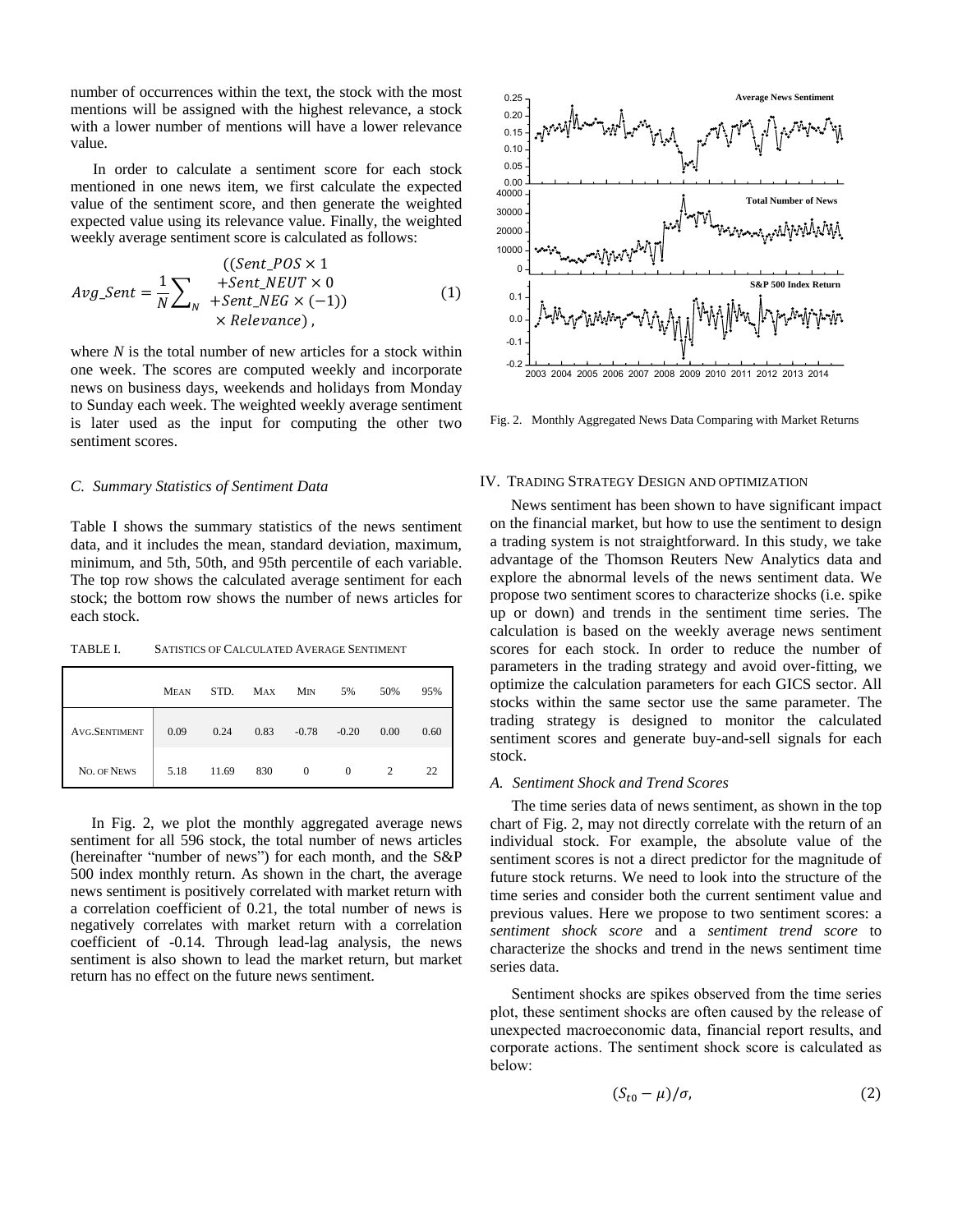number of occurrences within the text, the stock with the most mentions will be assigned with the highest relevance, a stock with a lower number of mentions will have a lower relevance value.

In order to calculate a sentiment score for each stock mentioned in one news item, we first calculate the expected value of the sentiment score, and then generate the weighted expected value using its relevance value. Finally, the weighted weekly average sentiment score is calculated as follows:

$$Avg\_Sent = \frac{1}{N}\sum_{N} \begin{matrix}((Sent\_POS \times 1 \\ +Sent\_NEUT \times 0 \\ +Sent\_NEG \times (-1)) \\ \times Relevance)\end{matrix}, \quad (1)$$

where $N$ is the total number of new articles for a stock within one week. The scores are computed weekly and incorporate news on business days, weekends and holidays from Monday to Sunday each week. The weighted weekly average sentiment is later used as the input for computing the other two sentiment scores.

### *C. Summary Statistics of Sentiment Data*

Table I shows the summary statistics of the news sentiment data, and it includes the mean, standard deviation, maximum, minimum, and 5th, 50th, and 95th percentile of each variable. The top row shows the calculated average sentiment for each stock; the bottom row shows the number of news articles for each stock.

TABLE I. SATISTICS OF CALCULATED AVERAGE SENTIMENT

| | MEAN | STD. | MAX | MIN | 5% | 50% | 95% |
|---|---|---|---|---|---|---|---|
| AVG.SENTIMENT | 0.09 | 0.24 | 0.83 | -0.78 | -0.20 | 0.00 | 0.60 |
| NO. OF NEWS | 5.18 | 11.69 | 830 | 0 | 0 | 2 | 22 |

In Fig. 2, we plot the monthly aggregated average news sentiment for all 596 stock, the total number of news articles (hereinafter "number of news") for each month, and the S&P 500 index monthly return. As shown in the chart, the average news sentiment is positively correlated with market return with a correlation coefficient of 0.21, the total number of news is negatively correlates with market return with a correlation coefficient of -0.14. Through lead-lag analysis, the news sentiment is also shown to lead the market return, but market return has no effect on the future news sentiment.

Average News Sentiment
0.25
0.20
0.15
0.10
0.05
0.00

Total Number of News
40000
30000
20000
10000
0

S&P 500 Index Return
0.1
0.0
-0.1
-0.2

2003 2004 2005 2006 2007 2008 2009 2010 2011 2012 2013 2014

Fig. 2. Monthly Aggregated News Data Comparing with Market Returns

## IV. TRADING STRATEGY DESIGN AND OPTIMIZATION

News sentiment has been shown to have significant impact on the financial market, but how to use the sentiment to design a trading system is not straightforward. In this study, we take advantage of the Thomson Reuters New Analytics data and explore the abnormal levels of the news sentiment data. We propose two sentiment scores to characterize shocks (i.e. spike up or down) and trends in the sentiment time series. The calculation is based on the weekly average news sentiment scores for each stock. In order to reduce the number of parameters in the trading strategy and avoid over-fitting, we optimize the calculation parameters for each GICS sector. All stocks within the same sector use the same parameter. The trading strategy is designed to monitor the calculated sentiment scores and generate buy-and-sell signals for each stock.

### *A. Sentiment Shock and Trend Scores*

The time series data of news sentiment, as shown in the top chart of Fig. 2, may not directly correlate with the return of an individual stock. For example, the absolute value of the sentiment scores is not a direct predictor for the magnitude of future stock returns. We need to look into the structure of the time series and consider both the current sentiment value and previous values. Here we propose to two sentiment scores: a *sentiment shock score* and a *sentiment trend score* to characterize the shocks and trend in the news sentiment time series data.

Sentiment shocks are spikes observed from the time series plot, these sentiment shocks are often caused by the release of unexpected macroeconomic data, financial report results, and corporate actions. The sentiment shock score is calculated as below:

$$(S_{t0} - \mu)/\sigma, \quad (2)$$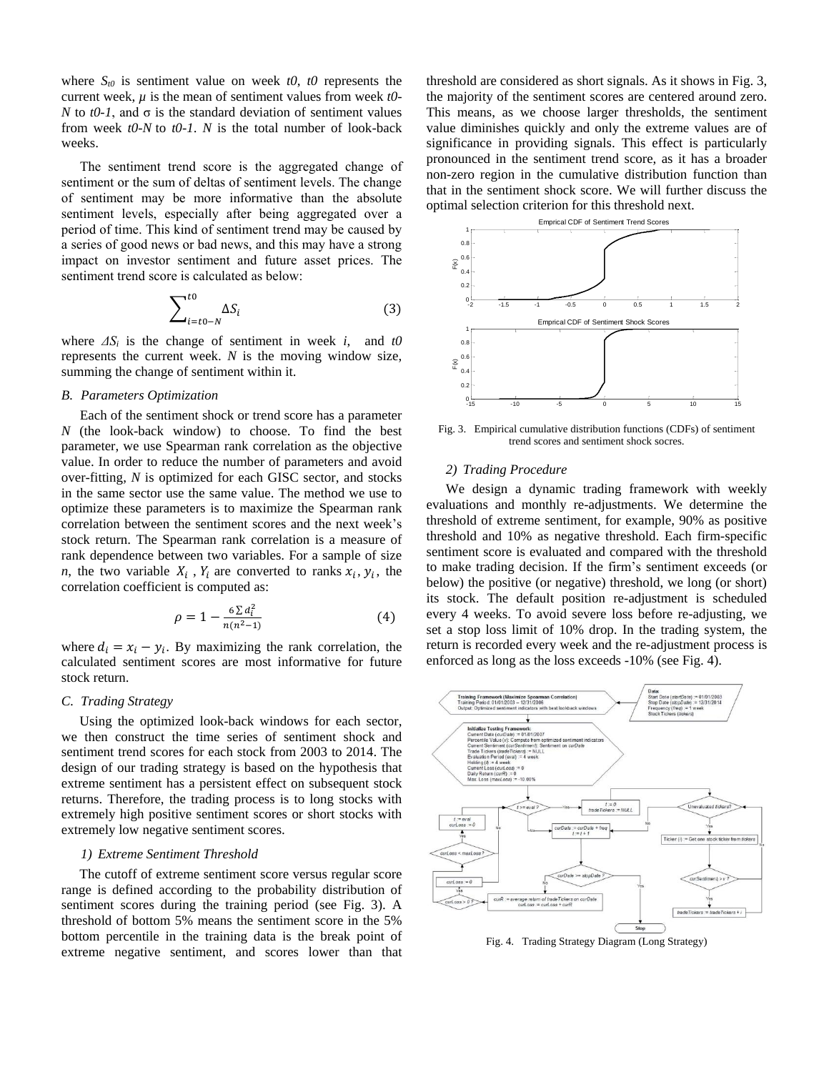where $S_{t0}$ is sentiment value on week $t0$, $t0$ represents the current week, $\mu$ is the mean of sentiment values from week $t0-N$ to $t0-1$, and $\sigma$ is the standard deviation of sentiment values from week $t0-N$ to $t0-1$. $N$ is the total number of look-back weeks.

The sentiment trend score is the aggregated change of sentiment or the sum of deltas of sentiment levels. The change of sentiment may be more informative than the absolute sentiment levels, especially after being aggregated over a period of time. This kind of sentiment trend may be caused by a series of good news or bad news, and this may have a strong impact on investor sentiment and future asset prices. The sentiment trend score is calculated as below:

$$\sum_{i=t0-N}^{t0} \Delta S_i \quad (3)$$

where $\Delta S_i$ is the change of sentiment in week $i$, and $t0$ represents the current week. $N$ is the moving window size, summing the change of sentiment within it.

### *B. Parameters Optimization*

Each of the sentiment shock or trend score has a parameter $N$ (the look-back window) to choose. To find the best parameter, we use Spearman rank correlation as the objective value. In order to reduce the number of parameters and avoid over-fitting, $N$ is optimized for each GISC sector, and stocks in the same sector use the same value. The method we use to optimize these parameters is to maximize the Spearman rank correlation between the sentiment scores and the next week's stock return. The Spearman rank correlation is a measure of rank dependence between two variables. For a sample of size $n$, the two variable $X_i$ , $Y_i$ are converted to ranks $x_i, y_i$, the correlation coefficient is computed as:

$$\rho = 1 - \frac{6\sum d_i^2}{n(n^2-1)} \quad (4)$$

where $d_i = x_i - y_i$. By maximizing the rank correlation, the calculated sentiment scores are most informative for future stock return.

### *C. Trading Strategy*

Using the optimized look-back windows for each sector, we then construct the time series of sentiment shock and sentiment trend scores for each stock from 2003 to 2014. The design of our trading strategy is based on the hypothesis that extreme sentiment has a persistent effect on subsequent stock returns. Therefore, the trading process is to long stocks with extremely high positive sentiment scores or short stocks with extremely low negative sentiment scores.

#### *1) Extreme Sentiment Threshold*

The cutoff of extreme sentiment score versus regular score range is defined according to the probability distribution of sentiment scores during the training period (see Fig. 3). A threshold of bottom 5% means the sentiment score in the 5% bottom percentile in the training data is the break point of extreme negative sentiment, and scores lower than that threshold are considered as short signals. As it shows in Fig. 3, the majority of the sentiment scores are centered around zero. This means, as we choose larger thresholds, the sentiment value diminishes quickly and only the extreme values are of significance in providing signals. This effect is particularly pronounced in the sentiment trend score, as it has a broader non-zero region in the cumulative distribution function than that in the sentiment shock score. We will further discuss the optimal selection criterion for this threshold next.

Fig. 3. Empirical cumulative distribution functions (CDFs) of sentiment trend scores and sentiment shock socres.

#### *2) Trading Procedure*

We design a dynamic trading framework with weekly evaluations and monthly re-adjustments. We determine the threshold of extreme sentiment, for example, 90% as positive threshold and 10% as negative threshold. Each firm-specific sentiment score is evaluated and compared with the threshold to make trading decision. If the firm's sentiment exceeds (or below) the positive (or negative) threshold, we long (or short) its stock. The default position re-adjustment is scheduled every 4 weeks. To avoid severe loss before re-adjusting, we set a stop loss limit of 10% drop. In the trading system, the return is recorded every week and the re-adjustment process is enforced as long as the loss exceeds -10% (see Fig. 4).

Fig. 4. Trading Strategy Diagram (Long Strategy)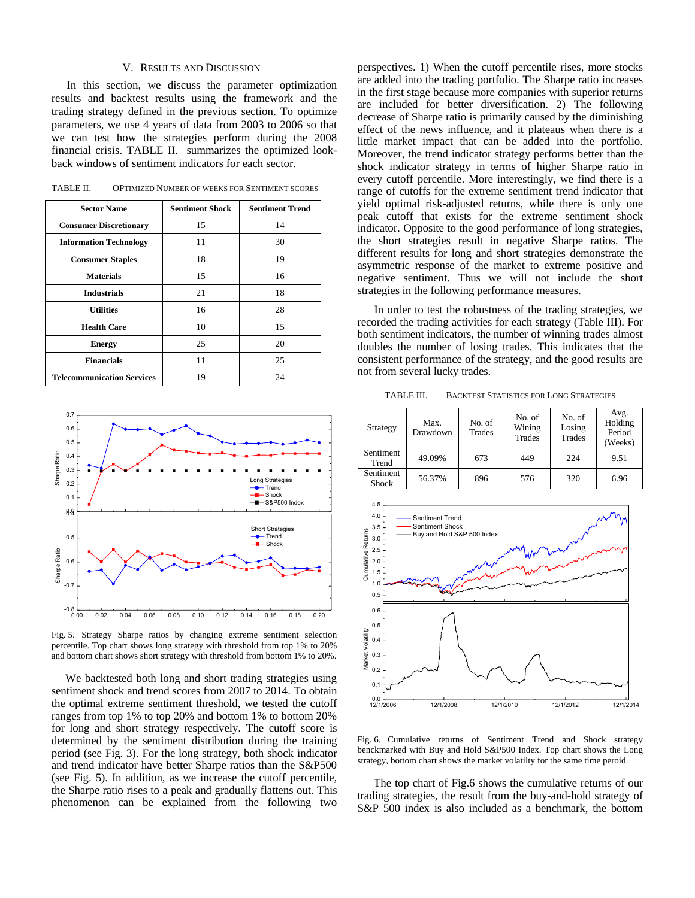## V. RESULTS AND DISCUSSION

In this section, we discuss the parameter optimization results and backtest results using the framework and the trading strategy defined in the previous section. To optimize parameters, we use 4 years of data from 2003 to 2006 so that we can test how the strategies perform during the 2008 financial crisis. TABLE II. summarizes the optimized look-back windows of sentiment indicators for each sector.

TABLE II. OPTIMIZED NUMBER OF WEEKS FOR SENTIMENT SCORES

| Sector Name | Sentiment Shock | Sentiment Trend |
|---|---|---|
| **Consumer Discretionary** | 15 | 14 |
| **Information Technology** | 11 | 30 |
| **Consumer Staples** | 18 | 19 |
| **Materials** | 15 | 16 |
| **Industrials** | 21 | 18 |
| **Utilities** | 16 | 28 |
| **Health Care** | 10 | 15 |
| **Energy** | 25 | 20 |
| **Financials** | 11 | 25 |
| **Telecommunication Services** | 19 | 24 |

Fig. 5. Strategy Sharpe ratios by changing extreme sentiment selection percentile. Top chart shows long strategy with threshold from top 1% to 20% and bottom chart shows short strategy with threshold from bottom 1% to 20%.

We backtested both long and short trading strategies using sentiment shock and trend scores from 2007 to 2014. To obtain the optimal extreme sentiment threshold, we tested the cutoff ranges from top 1% to top 20% and bottom 1% to bottom 20% for long and short strategy respectively. The cutoff score is determined by the sentiment distribution during the training period (see Fig. 3). For the long strategy, both shock indicator and trend indicator have better Sharpe ratios than the S&P500 (see Fig. 5). In addition, as we increase the cutoff percentile, the Sharpe ratio rises to a peak and gradually flattens out. This phenomenon can be explained from the following two perspectives. 1) When the cutoff percentile rises, more stocks are added into the trading portfolio. The Sharpe ratio increases in the first stage because more companies with superior returns are included for better diversification. 2) The following decrease of Sharpe ratio is primarily caused by the diminishing effect of the news influence, and it plateaus when there is a little market impact that can be added into the portfolio. Moreover, the trend indicator strategy performs better than the shock indicator strategy in terms of higher Sharpe ratio in every cutoff percentile. More interestingly, we find there is a range of cutoffs for the extreme sentiment trend indicator that yield optimal risk-adjusted returns, while there is only one peak cutoff that exists for the extreme sentiment shock indicator. Opposite to the good performance of long strategies, the short strategies result in negative Sharpe ratios. The different results for long and short strategies demonstrate the asymmetric response of the market to extreme positive and negative sentiment. Thus we will not include the short strategies in the following performance measures.

In order to test the robustness of the trading strategies, we recorded the trading activities for each strategy (Table III). For both sentiment indicators, the number of winning trades almost doubles the number of losing trades. This indicates that the consistent performance of the strategy, and the good results are not from several lucky trades.

TABLE III. BACKTEST STATISTICS FOR LONG STRATEGIES

| Strategy | Max. Drawdown | No. of Trades | No. of Wining Trades | No. of Losing Trades | Avg. Holding Period (Weeks) |
|---|---|---|---|---|---|
| Sentiment Trend | 49.09% | 673 | 449 | 224 | 9.51 |
| Sentiment Shock | 56.37% | 896 | 576 | 320 | 6.96 |

Fig. 6. Cumulative returns of Sentiment Trend and Shock strategy benckmarked with Buy and Hold S&P500 Index. Top chart shows the Long strategy, bottom chart shows the market volatilty for the same time peroid.

The top chart of Fig.6 shows the cumulative returns of our trading strategies, the result from the buy-and-hold strategy of S&P 500 index is also included as a benchmark, the bottom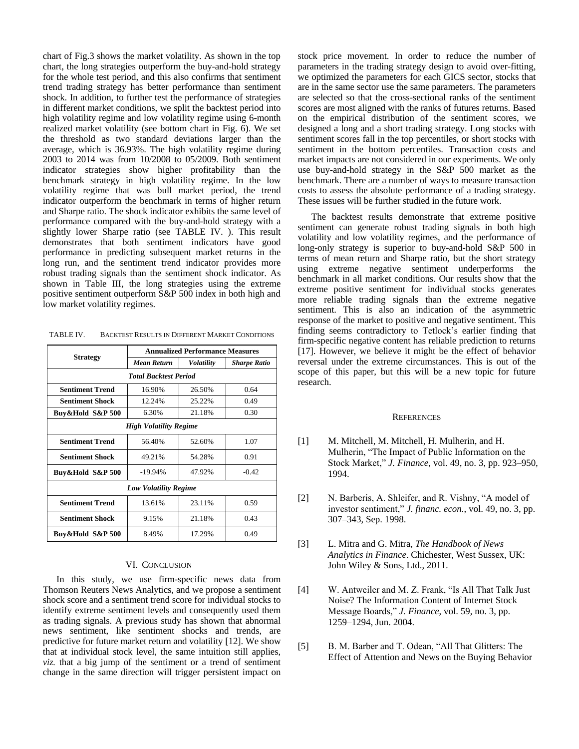chart of Fig.3 shows the market volatility. As shown in the top chart, the long strategies outperform the buy-and-hold strategy for the whole test period, and this also confirms that sentiment trend trading strategy has better performance than sentiment shock. In addition, to further test the performance of strategies in different market conditions, we split the backtest period into high volatility regime and low volatility regime using 6-month realized market volatility (see bottom chart in Fig. 6). We set the threshold as two standard deviations larger than the average, which is 36.93%. The high volatility regime during 2003 to 2014 was from 10/2008 to 05/2009. Both sentiment indicator strategies show higher profitability than the benchmark strategy in high volatility regime. In the low volatility regime that was bull market period, the trend indicator outperform the benchmark in terms of higher return and Sharpe ratio. The shock indicator exhibits the same level of performance compared with the buy-and-hold strategy with a slightly lower Sharpe ratio (see TABLE IV. ). This result demonstrates that both sentiment indicators have good performance in predicting subsequent market returns in the long run, and the sentiment trend indicator provides more robust trading signals than the sentiment shock indicator. As shown in Table III, the long strategies using the extreme positive sentiment outperform S&P 500 index in both high and low market volatility regimes.

TABLE IV. BACKTEST RESULTS IN DIFFERENT MARKET CONDITIONS

| Strategy | Annualized Performance Measures | | |
|---|---|---|---|
| | *Mean Return* | *Volatility* | *Sharpe Ratio* |
| ***Total Backtest Period*** | | | |
| **Sentiment Trend** | 16.90% | 26.50% | 0.64 |
| **Sentiment Shock** | 12.24% | 25.22% | 0.49 |
| **Buy&Hold S&P 500** | 6.30% | 21.18% | 0.30 |
| ***High Volatility Regime*** | | | |
| **Sentiment Trend** | 56.40% | 52.60% | 1.07 |
| **Sentiment Shock** | 49.21% | 54.28% | 0.91 |
| **Buy&Hold S&P 500** | -19.94% | 47.92% | -0.42 |
| ***Low Volatility Regime*** | | | |
| **Sentiment Trend** | 13.61% | 23.11% | 0.59 |
| **Sentiment Shock** | 9.15% | 21.18% | 0.43 |
| **Buy&Hold S&P 500** | 8.49% | 17.29% | 0.49 |

## VI. CONCLUSION

In this study, we use firm-specific news data from Thomson Reuters News Analytics, and we propose a sentiment shock score and a sentiment trend score for individual stocks to identify extreme sentiment levels and consequently used them as trading signals. A previous study has shown that abnormal news sentiment, like sentiment shocks and trends, are predictive for future market return and volatility [12]. We show that at individual stock level, the same intuition still applies, *viz.* that a big jump of the sentiment or a trend of sentiment change in the same direction will trigger persistent impact on stock price movement. In order to reduce the number of parameters in the trading strategy design to avoid over-fitting, we optimized the parameters for each GICS sector, stocks that are in the same sector use the same parameters. The parameters are selected so that the cross-sectional ranks of the sentiment scores are most aligned with the ranks of futures returns. Based on the empirical distribution of the sentiment scores, we designed a long and a short trading strategy. Long stocks with sentiment scores fall in the top percentiles, or short stocks with sentiment in the bottom percentiles. Transaction costs and market impacts are not considered in our experiments. We only use buy-and-hold strategy in the S&P 500 market as the benchmark. There are a number of ways to measure transaction costs to assess the absolute performance of a trading strategy. These issues will be further studied in the future work.

The backtest results demonstrate that extreme positive sentiment can generate robust trading signals in both high volatility and low volatility regimes, and the performance of long-only strategy is superior to buy-and-hold S&P 500 in terms of mean return and Sharpe ratio, but the short strategy using extreme negative sentiment underperforms the benchmark in all market conditions. Our results show that the extreme positive sentiment for individual stocks generates more reliable trading signals than the extreme negative sentiment. This is also an indication of the asymmetric response of the market to positive and negative sentiment. This finding seems contradictory to Tetlock's earlier finding that firm-specific negative content has reliable prediction to returns [17]. However, we believe it might be the effect of behavior reversal under the extreme circumstances. This is out of the scope of this paper, but this will be a new topic for future research.

## REFERENCES

[1] M. Mitchell, M. Mitchell, H. Mulherin, and H. Mulherin, "The Impact of Public Information on the Stock Market," *J. Finance*, vol. 49, no. 3, pp. 923–950, 1994.

[2] N. Barberis, A. Shleifer, and R. Vishny, "A model of investor sentiment," *J. financ. econ.*, vol. 49, no. 3, pp. 307–343, Sep. 1998.

[3] L. Mitra and G. Mitra, *The Handbook of News Analytics in Finance*. Chichester, West Sussex, UK: John Wiley & Sons, Ltd., 2011.

[4] W. Antweiler and M. Z. Frank, "Is All That Talk Just Noise? The Information Content of Internet Stock Message Boards," *J. Finance*, vol. 59, no. 3, pp. 1259–1294, Jun. 2004.

[5] B. M. Barber and T. Odean, "All That Glitters: The Effect of Attention and News on the Buying Behavior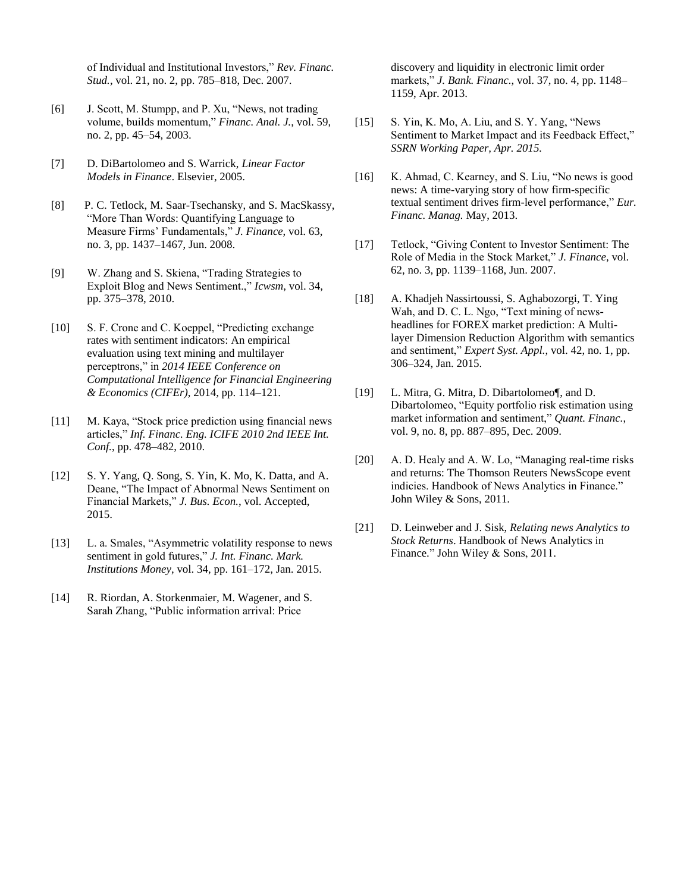of Individual and Institutional Investors," *Rev. Financ. Stud.*, vol. 21, no. 2, pp. 785–818, Dec. 2007.

[6] J. Scott, M. Stumpp, and P. Xu, "News, not trading volume, builds momentum," *Financ. Anal. J.*, vol. 59, no. 2, pp. 45–54, 2003.

[7] D. DiBartolomeo and S. Warrick, *Linear Factor Models in Finance*. Elsevier, 2005.

[8] P. C. Tetlock, M. Saar-Tsechansky, and S. MacSkassy, "More Than Words: Quantifying Language to Measure Firms' Fundamentals," *J. Finance*, vol. 63, no. 3, pp. 1437–1467, Jun. 2008.

[9] W. Zhang and S. Skiena, "Trading Strategies to Exploit Blog and News Sentiment.," *Icwsm*, vol. 34, pp. 375–378, 2010.

[10] S. F. Crone and C. Koeppel, "Predicting exchange rates with sentiment indicators: An empirical evaluation using text mining and multilayer perceptrons," in *2014 IEEE Conference on Computational Intelligence for Financial Engineering & Economics (CIFEr)*, 2014, pp. 114–121.

[11] M. Kaya, "Stock price prediction using financial news articles," *Inf. Financ. Eng. ICIFE 2010 2nd IEEE Int. Conf.*, pp. 478–482, 2010.

[12] S. Y. Yang, Q. Song, S. Yin, K. Mo, K. Datta, and A. Deane, "The Impact of Abnormal News Sentiment on Financial Markets," *J. Bus. Econ.*, vol. Accepted, 2015.

[13] L. a. Smales, "Asymmetric volatility response to news sentiment in gold futures," *J. Int. Financ. Mark. Institutions Money*, vol. 34, pp. 161–172, Jan. 2015.

[14] R. Riordan, A. Storkenmaier, M. Wagener, and S. Sarah Zhang, "Public information arrival: Price discovery and liquidity in electronic limit order markets," *J. Bank. Financ.*, vol. 37, no. 4, pp. 1148–1159, Apr. 2013.

[15] S. Yin, K. Mo, A. Liu, and S. Y. Yang, "News Sentiment to Market Impact and its Feedback Effect," *SSRN Working Paper, Apr. 2015.*

[16] K. Ahmad, C. Kearney, and S. Liu, "No news is good news: A time-varying story of how firm-specific textual sentiment drives firm-level performance," *Eur. Financ. Manag.* May, 2013.

[17] Tetlock, "Giving Content to Investor Sentiment: The Role of Media in the Stock Market," *J. Finance*, vol. 62, no. 3, pp. 1139–1168, Jun. 2007.

[18] A. Khadjeh Nassirtoussi, S. Aghabozorgi, T. Ying Wah, and D. C. L. Ngo, "Text mining of news-headlines for FOREX market prediction: A Multi-layer Dimension Reduction Algorithm with semantics and sentiment," *Expert Syst. Appl.*, vol. 42, no. 1, pp. 306–324, Jan. 2015.

[19] L. Mitra, G. Mitra, D. Dibartolomeo¶, and D. Dibartolomeo, "Equity portfolio risk estimation using market information and sentiment," *Quant. Financ.*, vol. 9, no. 8, pp. 887–895, Dec. 2009.

[20] A. D. Healy and A. W. Lo, "Managing real-time risks and returns: The Thomson Reuters NewsScope event indicies. Handbook of News Analytics in Finance." John Wiley & Sons, 2011.

[21] D. Leinweber and J. Sisk, *Relating news Analytics to Stock Returns*. Handbook of News Analytics in Finance." John Wiley & Sons, 2011.